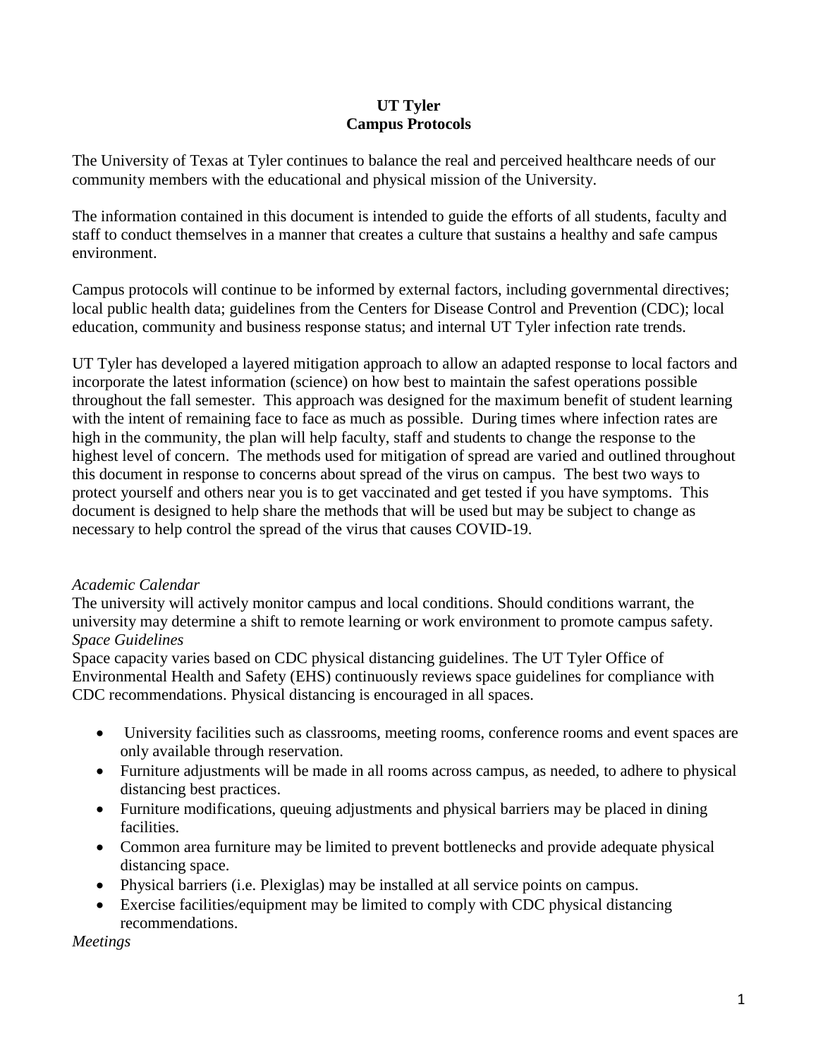**UT Tyler**
**Campus Protocols**

The University of Texas at Tyler continues to balance the real and perceived healthcare needs of our community members with the educational and physical mission of the University.

The information contained in this document is intended to guide the efforts of all students, faculty and staff to conduct themselves in a manner that creates a culture that sustains a healthy and safe campus environment.

Campus protocols will continue to be informed by external factors, including governmental directives; local public health data; guidelines from the Centers for Disease Control and Prevention (CDC); local education, community and business response status; and internal UT Tyler infection rate trends.

UT Tyler has developed a layered mitigation approach to allow an adapted response to local factors and incorporate the latest information (science) on how best to maintain the safest operations possible throughout the fall semester. This approach was designed for the maximum benefit of student learning with the intent of remaining face to face as much as possible. During times where infection rates are high in the community, the plan will help faculty, staff and students to change the response to the highest level of concern. The methods used for mitigation of spread are varied and outlined throughout this document in response to concerns about spread of the virus on campus. The best two ways to protect yourself and others near you is to get vaccinated and get tested if you have symptoms. This document is designed to help share the methods that will be used but may be subject to change as necessary to help control the spread of the virus that causes COVID-19.

*Academic Calendar*

The university will actively monitor campus and local conditions. Should conditions warrant, the university may determine a shift to remote learning or work environment to promote campus safety.

*Space Guidelines*

Space capacity varies based on CDC physical distancing guidelines. The UT Tyler Office of Environmental Health and Safety (EHS) continuously reviews space guidelines for compliance with CDC recommendations. Physical distancing is encouraged in all spaces.

- University facilities such as classrooms, meeting rooms, conference rooms and event spaces are only available through reservation.
- Furniture adjustments will be made in all rooms across campus, as needed, to adhere to physical distancing best practices.
- Furniture modifications, queuing adjustments and physical barriers may be placed in dining facilities.
- Common area furniture may be limited to prevent bottlenecks and provide adequate physical distancing space.
- Physical barriers (i.e. Plexiglas) may be installed at all service points on campus.
- Exercise facilities/equipment may be limited to comply with CDC physical distancing recommendations.

*Meetings*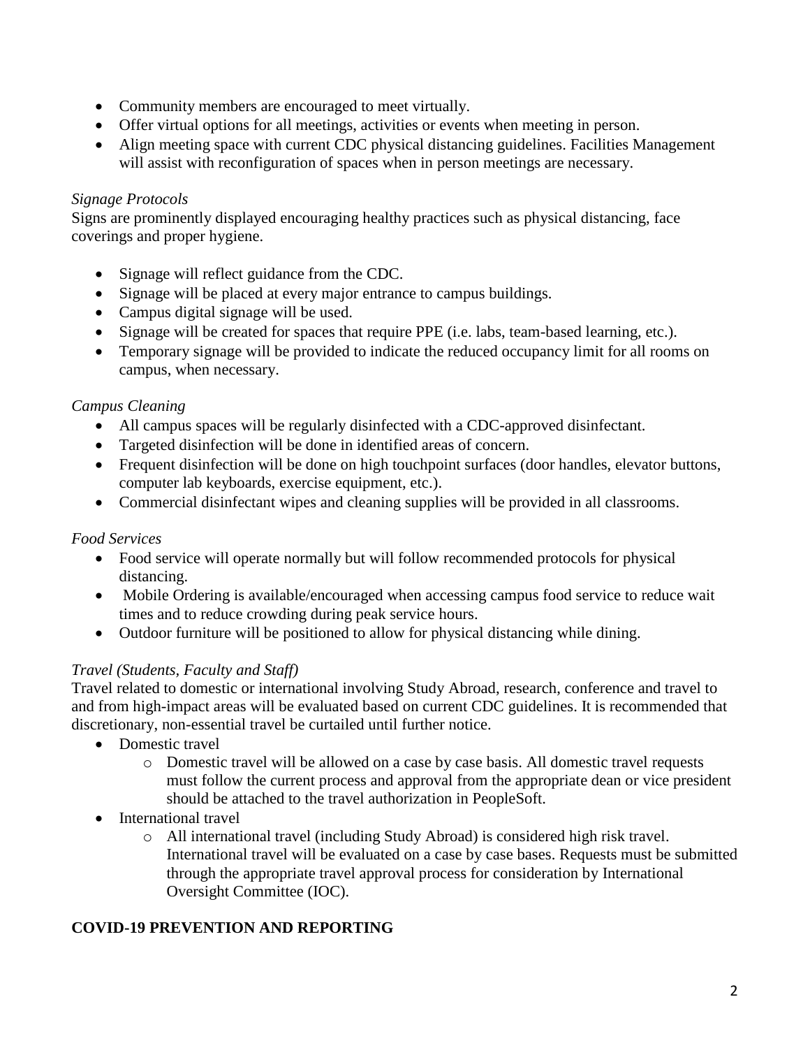- Community members are encouraged to meet virtually.
- Offer virtual options for all meetings, activities or events when meeting in person.
- Align meeting space with current CDC physical distancing guidelines. Facilities Management will assist with reconfiguration of spaces when in person meetings are necessary.

*Signage Protocols*

Signs are prominently displayed encouraging healthy practices such as physical distancing, face coverings and proper hygiene.

- Signage will reflect guidance from the CDC.
- Signage will be placed at every major entrance to campus buildings.
- Campus digital signage will be used.
- Signage will be created for spaces that require PPE (i.e. labs, team-based learning, etc.).
- Temporary signage will be provided to indicate the reduced occupancy limit for all rooms on campus, when necessary.

*Campus Cleaning*

- All campus spaces will be regularly disinfected with a CDC-approved disinfectant.
- Targeted disinfection will be done in identified areas of concern.
- Frequent disinfection will be done on high touchpoint surfaces (door handles, elevator buttons, computer lab keyboards, exercise equipment, etc.).
- Commercial disinfectant wipes and cleaning supplies will be provided in all classrooms.

*Food Services*

- Food service will operate normally but will follow recommended protocols for physical distancing.
- Mobile Ordering is available/encouraged when accessing campus food service to reduce wait times and to reduce crowding during peak service hours.
- Outdoor furniture will be positioned to allow for physical distancing while dining.

*Travel (Students, Faculty and Staff)*

Travel related to domestic or international involving Study Abroad, research, conference and travel to and from high-impact areas will be evaluated based on current CDC guidelines. It is recommended that discretionary, non-essential travel be curtailed until further notice.

- Domestic travel
  - Domestic travel will be allowed on a case by case basis. All domestic travel requests must follow the current process and approval from the appropriate dean or vice president should be attached to the travel authorization in PeopleSoft.
- International travel
  - All international travel (including Study Abroad) is considered high risk travel. International travel will be evaluated on a case by case bases. Requests must be submitted through the appropriate travel approval process for consideration by International Oversight Committee (IOC).

**COVID-19 PREVENTION AND REPORTING**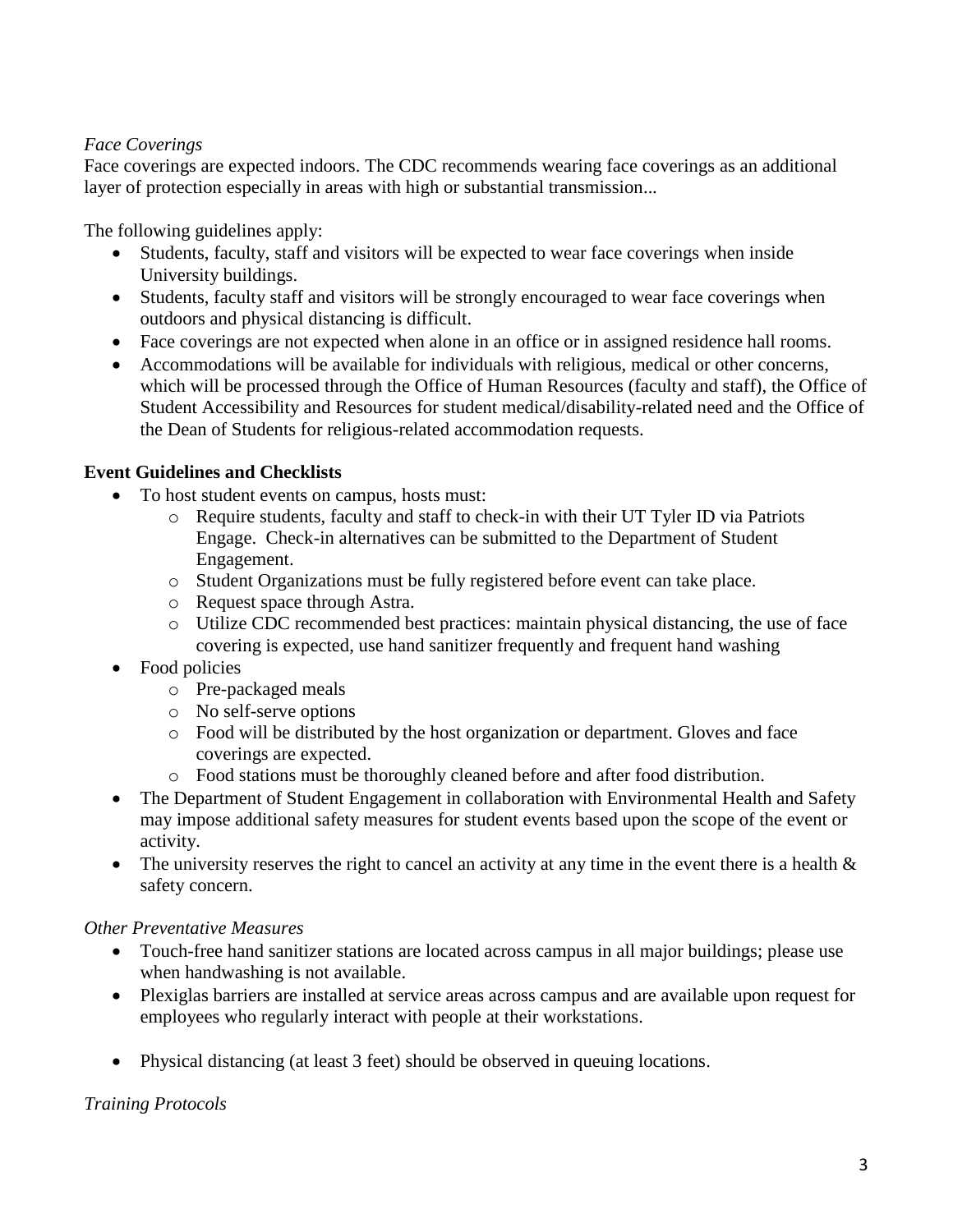*Face Coverings*

Face coverings are expected indoors. The CDC recommends wearing face coverings as an additional layer of protection especially in areas with high or substantial transmission...

The following guidelines apply:

- Students, faculty, staff and visitors will be expected to wear face coverings when inside University buildings.
- Students, faculty staff and visitors will be strongly encouraged to wear face coverings when outdoors and physical distancing is difficult.
- Face coverings are not expected when alone in an office or in assigned residence hall rooms.
- Accommodations will be available for individuals with religious, medical or other concerns, which will be processed through the Office of Human Resources (faculty and staff), the Office of Student Accessibility and Resources for student medical/disability-related need and the Office of the Dean of Students for religious-related accommodation requests.

**Event Guidelines and Checklists**

- To host student events on campus, hosts must:
  - Require students, faculty and staff to check-in with their UT Tyler ID via Patriots Engage. Check-in alternatives can be submitted to the Department of Student Engagement.
  - Student Organizations must be fully registered before event can take place.
  - Request space through Astra.
  - Utilize CDC recommended best practices: maintain physical distancing, the use of face covering is expected, use hand sanitizer frequently and frequent hand washing
- Food policies
  - Pre-packaged meals
  - No self-serve options
  - Food will be distributed by the host organization or department. Gloves and face coverings are expected.
  - Food stations must be thoroughly cleaned before and after food distribution.
- The Department of Student Engagement in collaboration with Environmental Health and Safety may impose additional safety measures for student events based upon the scope of the event or activity.
- The university reserves the right to cancel an activity at any time in the event there is a health & safety concern.

*Other Preventative Measures*

- Touch-free hand sanitizer stations are located across campus in all major buildings; please use when handwashing is not available.
- Plexiglas barriers are installed at service areas across campus and are available upon request for employees who regularly interact with people at their workstations.
- Physical distancing (at least 3 feet) should be observed in queuing locations.

*Training Protocols*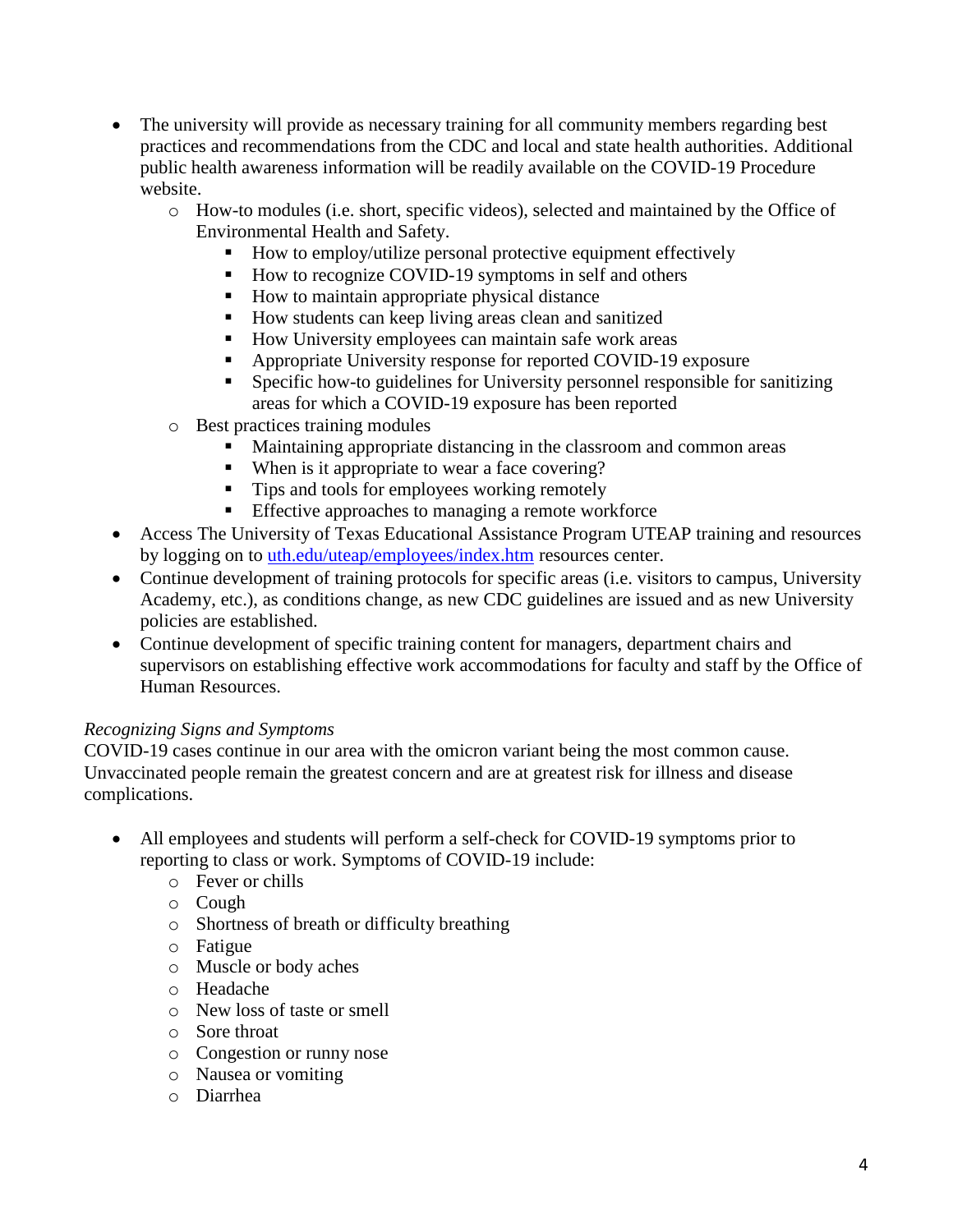- The university will provide as necessary training for all community members regarding best practices and recommendations from the CDC and local and state health authorities. Additional public health awareness information will be readily available on the COVID-19 Procedure website.
  - How-to modules (i.e. short, specific videos), selected and maintained by the Office of Environmental Health and Safety.
    - How to employ/utilize personal protective equipment effectively
    - How to recognize COVID-19 symptoms in self and others
    - How to maintain appropriate physical distance
    - How students can keep living areas clean and sanitized
    - How University employees can maintain safe work areas
    - Appropriate University response for reported COVID-19 exposure
    - Specific how-to guidelines for University personnel responsible for sanitizing areas for which a COVID-19 exposure has been reported
  - Best practices training modules
    - Maintaining appropriate distancing in the classroom and common areas
    - When is it appropriate to wear a face covering?
    - Tips and tools for employees working remotely
    - Effective approaches to managing a remote workforce
- Access The University of Texas Educational Assistance Program UTEAP training and resources by logging on to [uth.edu/uteap/employees/index.htm](uth.edu/uteap/employees/index.htm) resources center.
- Continue development of training protocols for specific areas (i.e. visitors to campus, University Academy, etc.), as conditions change, as new CDC guidelines are issued and as new University policies are established.
- Continue development of specific training content for managers, department chairs and supervisors on establishing effective work accommodations for faculty and staff by the Office of Human Resources.

*Recognizing Signs and Symptoms*

COVID-19 cases continue in our area with the omicron variant being the most common cause. Unvaccinated people remain the greatest concern and are at greatest risk for illness and disease complications.

- All employees and students will perform a self-check for COVID-19 symptoms prior to reporting to class or work. Symptoms of COVID-19 include:
  - Fever or chills
  - Cough
  - Shortness of breath or difficulty breathing
  - Fatigue
  - Muscle or body aches
  - Headache
  - New loss of taste or smell
  - Sore throat
  - Congestion or runny nose
  - Nausea or vomiting
  - Diarrhea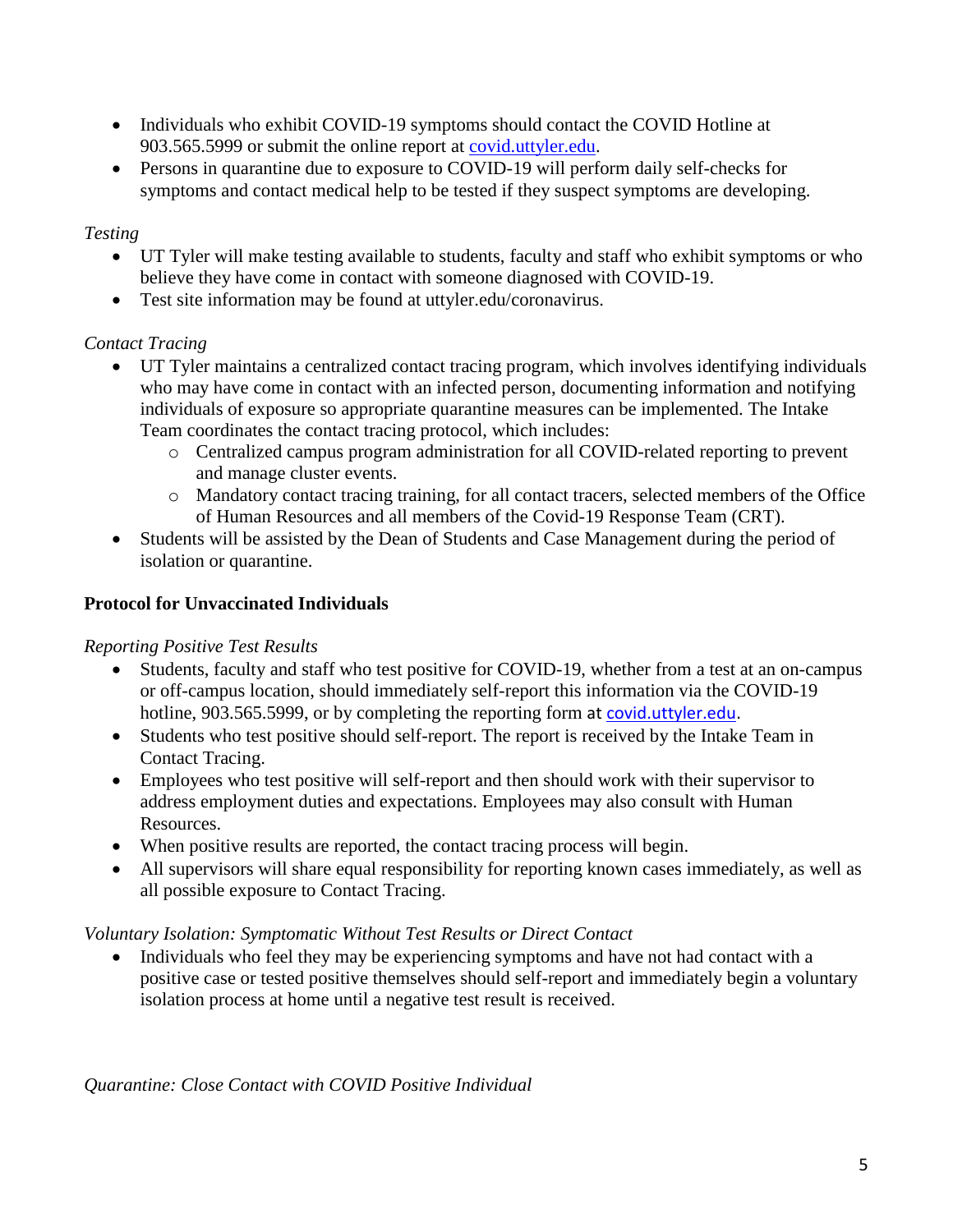- Individuals who exhibit COVID-19 symptoms should contact the COVID Hotline at 903.565.5999 or submit the online report at covid.uttyler.edu.
- Persons in quarantine due to exposure to COVID-19 will perform daily self-checks for symptoms and contact medical help to be tested if they suspect symptoms are developing.

*Testing*

- UT Tyler will make testing available to students, faculty and staff who exhibit symptoms or who believe they have come in contact with someone diagnosed with COVID-19.
- Test site information may be found at uttyler.edu/coronavirus.

*Contact Tracing*

- UT Tyler maintains a centralized contact tracing program, which involves identifying individuals who may have come in contact with an infected person, documenting information and notifying individuals of exposure so appropriate quarantine measures can be implemented. The Intake Team coordinates the contact tracing protocol, which includes:
    - Centralized campus program administration for all COVID-related reporting to prevent and manage cluster events.
    - Mandatory contact tracing training, for all contact tracers, selected members of the Office of Human Resources and all members of the Covid-19 Response Team (CRT).
- Students will be assisted by the Dean of Students and Case Management during the period of isolation or quarantine.

**Protocol for Unvaccinated Individuals**

*Reporting Positive Test Results*

- Students, faculty and staff who test positive for COVID-19, whether from a test at an on-campus or off-campus location, should immediately self-report this information via the COVID-19 hotline, 903.565.5999, or by completing the reporting form at covid.uttyler.edu.
- Students who test positive should self-report. The report is received by the Intake Team in Contact Tracing.
- Employees who test positive will self-report and then should work with their supervisor to address employment duties and expectations. Employees may also consult with Human Resources.
- When positive results are reported, the contact tracing process will begin.
- All supervisors will share equal responsibility for reporting known cases immediately, as well as all possible exposure to Contact Tracing.

*Voluntary Isolation: Symptomatic Without Test Results or Direct Contact*

- Individuals who feel they may be experiencing symptoms and have not had contact with a positive case or tested positive themselves should self-report and immediately begin a voluntary isolation process at home until a negative test result is received.

*Quarantine: Close Contact with COVID Positive Individual*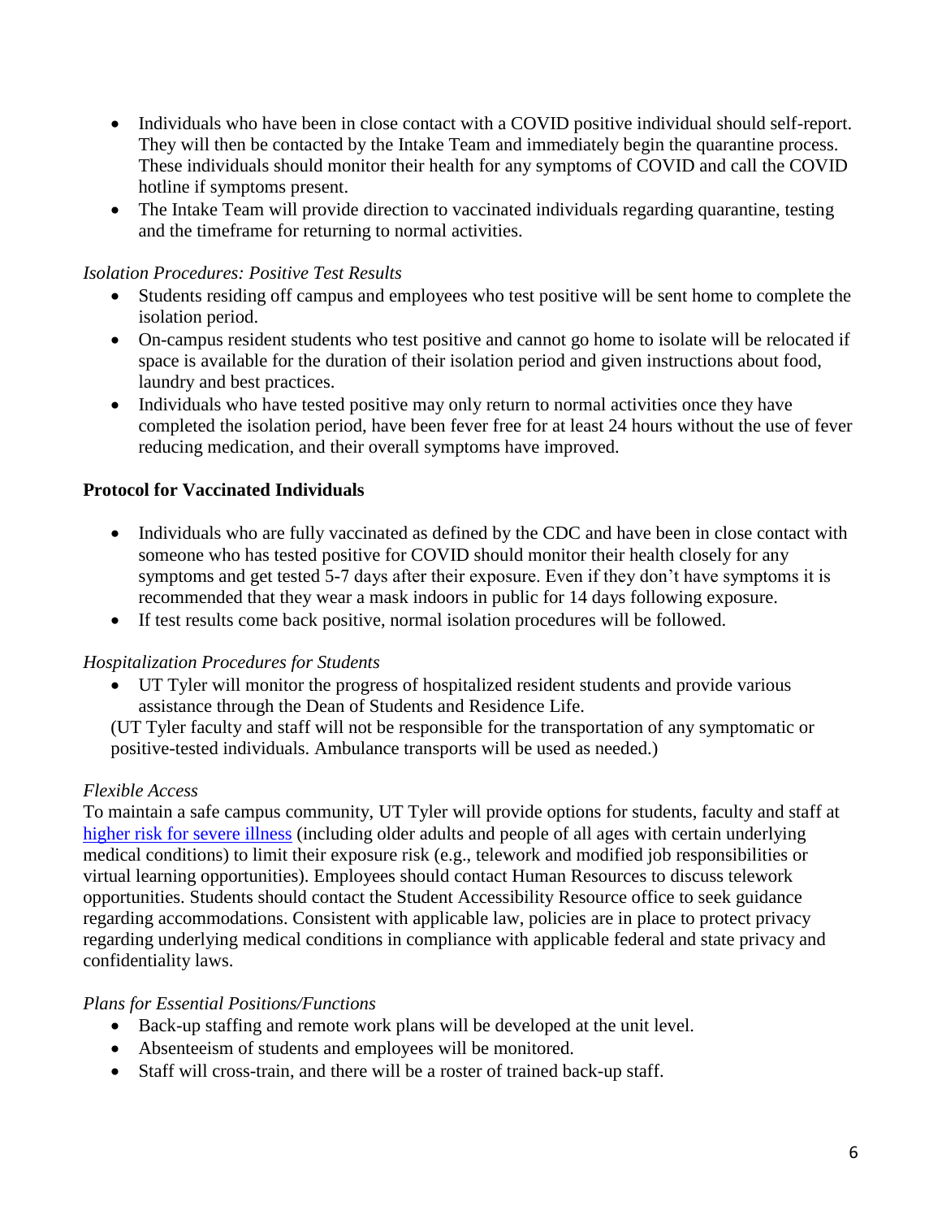- Individuals who have been in close contact with a COVID positive individual should self-report. They will then be contacted by the Intake Team and immediately begin the quarantine process. These individuals should monitor their health for any symptoms of COVID and call the COVID hotline if symptoms present.
- The Intake Team will provide direction to vaccinated individuals regarding quarantine, testing and the timeframe for returning to normal activities.

*Isolation Procedures: Positive Test Results*

- Students residing off campus and employees who test positive will be sent home to complete the isolation period.
- On-campus resident students who test positive and cannot go home to isolate will be relocated if space is available for the duration of their isolation period and given instructions about food, laundry and best practices.
- Individuals who have tested positive may only return to normal activities once they have completed the isolation period, have been fever free for at least 24 hours without the use of fever reducing medication, and their overall symptoms have improved.

**Protocol for Vaccinated Individuals**

- Individuals who are fully vaccinated as defined by the CDC and have been in close contact with someone who has tested positive for COVID should monitor their health closely for any symptoms and get tested 5-7 days after their exposure. Even if they don't have symptoms it is recommended that they wear a mask indoors in public for 14 days following exposure.
- If test results come back positive, normal isolation procedures will be followed.

*Hospitalization Procedures for Students*

- UT Tyler will monitor the progress of hospitalized resident students and provide various assistance through the Dean of Students and Residence Life.

(UT Tyler faculty and staff will not be responsible for the transportation of any symptomatic or positive-tested individuals. Ambulance transports will be used as needed.)

*Flexible Access*

To maintain a safe campus community, UT Tyler will provide options for students, faculty and staff at higher risk for severe illness (including older adults and people of all ages with certain underlying medical conditions) to limit their exposure risk (e.g., telework and modified job responsibilities or virtual learning opportunities). Employees should contact Human Resources to discuss telework opportunities. Students should contact the Student Accessibility Resource office to seek guidance regarding accommodations. Consistent with applicable law, policies are in place to protect privacy regarding underlying medical conditions in compliance with applicable federal and state privacy and confidentiality laws.

*Plans for Essential Positions/Functions*

- Back-up staffing and remote work plans will be developed at the unit level.
- Absenteeism of students and employees will be monitored.
- Staff will cross-train, and there will be a roster of trained back-up staff.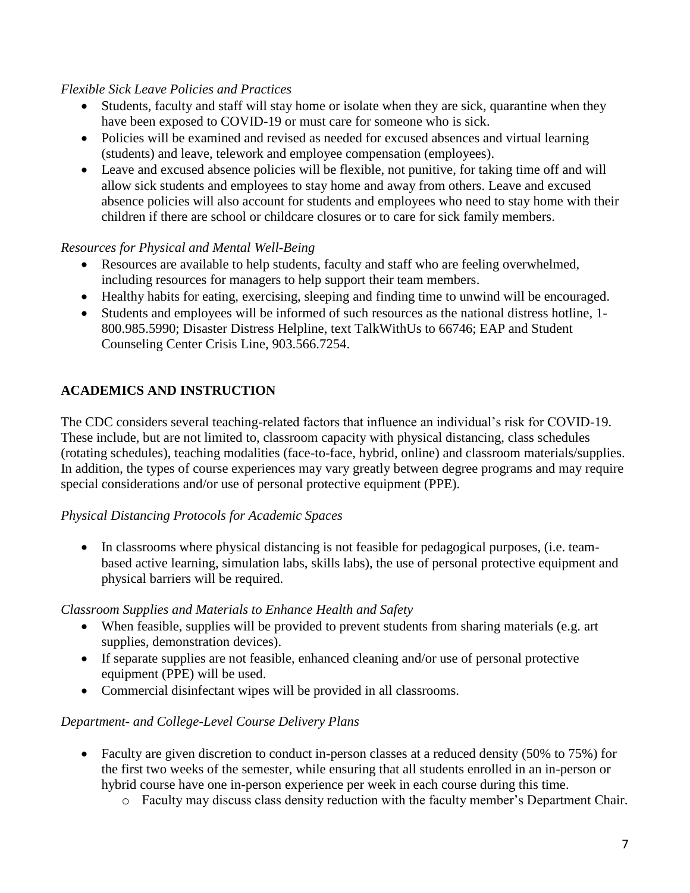*Flexible Sick Leave Policies and Practices*

- Students, faculty and staff will stay home or isolate when they are sick, quarantine when they have been exposed to COVID-19 or must care for someone who is sick.
- Policies will be examined and revised as needed for excused absences and virtual learning (students) and leave, telework and employee compensation (employees).
- Leave and excused absence policies will be flexible, not punitive, for taking time off and will allow sick students and employees to stay home and away from others. Leave and excused absence policies will also account for students and employees who need to stay home with their children if there are school or childcare closures or to care for sick family members.

*Resources for Physical and Mental Well-Being*

- Resources are available to help students, faculty and staff who are feeling overwhelmed, including resources for managers to help support their team members.
- Healthy habits for eating, exercising, sleeping and finding time to unwind will be encouraged.
- Students and employees will be informed of such resources as the national distress hotline, 1-800.985.5990; Disaster Distress Helpline, text TalkWithUs to 66746; EAP and Student Counseling Center Crisis Line, 903.566.7254.

## ACADEMICS AND INSTRUCTION

The CDC considers several teaching-related factors that influence an individual's risk for COVID-19. These include, but are not limited to, classroom capacity with physical distancing, class schedules (rotating schedules), teaching modalities (face-to-face, hybrid, online) and classroom materials/supplies. In addition, the types of course experiences may vary greatly between degree programs and may require special considerations and/or use of personal protective equipment (PPE).

*Physical Distancing Protocols for Academic Spaces*

- In classrooms where physical distancing is not feasible for pedagogical purposes, (i.e. team-based active learning, simulation labs, skills labs), the use of personal protective equipment and physical barriers will be required.

*Classroom Supplies and Materials to Enhance Health and Safety*

- When feasible, supplies will be provided to prevent students from sharing materials (e.g. art supplies, demonstration devices).
- If separate supplies are not feasible, enhanced cleaning and/or use of personal protective equipment (PPE) will be used.
- Commercial disinfectant wipes will be provided in all classrooms.

*Department- and College-Level Course Delivery Plans*

- Faculty are given discretion to conduct in-person classes at a reduced density (50% to 75%) for the first two weeks of the semester, while ensuring that all students enrolled in an in-person or hybrid course have one in-person experience per week in each course during this time.
  - Faculty may discuss class density reduction with the faculty member's Department Chair.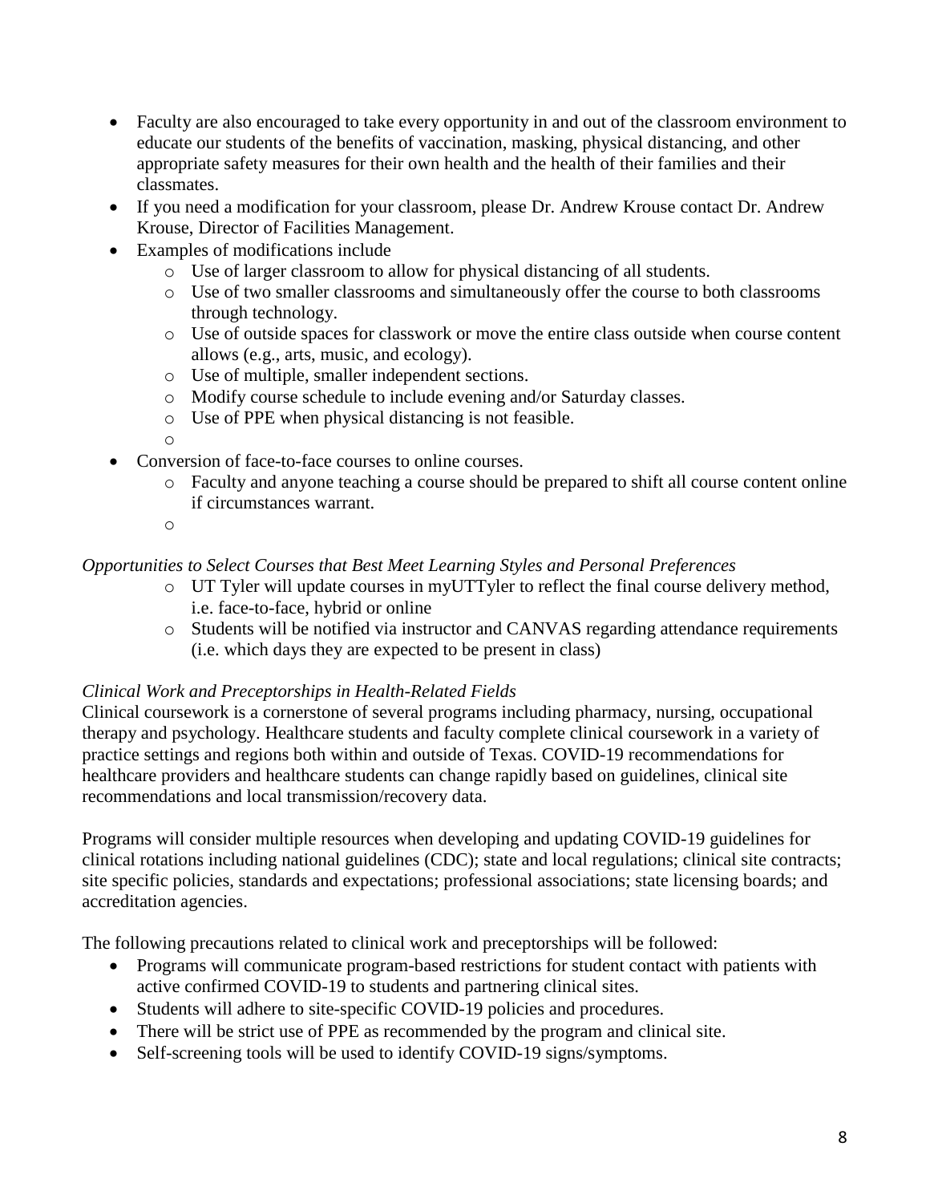- Faculty are also encouraged to take every opportunity in and out of the classroom environment to educate our students of the benefits of vaccination, masking, physical distancing, and other appropriate safety measures for their own health and the health of their families and their classmates.
- If you need a modification for your classroom, please Dr. Andrew Krouse contact Dr. Andrew Krouse, Director of Facilities Management.
- Examples of modifications include
  - Use of larger classroom to allow for physical distancing of all students.
  - Use of two smaller classrooms and simultaneously offer the course to both classrooms through technology.
  - Use of outside spaces for classwork or move the entire class outside when course content allows (e.g., arts, music, and ecology).
  - Use of multiple, smaller independent sections.
  - Modify course schedule to include evening and/or Saturday classes.
  - Use of PPE when physical distancing is not feasible.
- Conversion of face-to-face courses to online courses.
  - Faculty and anyone teaching a course should be prepared to shift all course content online if circumstances warrant.

*Opportunities to Select Courses that Best Meet Learning Styles and Personal Preferences*

- UT Tyler will update courses in myUTTyler to reflect the final course delivery method, i.e. face-to-face, hybrid or online
- Students will be notified via instructor and CANVAS regarding attendance requirements (i.e. which days they are expected to be present in class)

*Clinical Work and Preceptorships in Health-Related Fields*

Clinical coursework is a cornerstone of several programs including pharmacy, nursing, occupational therapy and psychology. Healthcare students and faculty complete clinical coursework in a variety of practice settings and regions both within and outside of Texas. COVID-19 recommendations for healthcare providers and healthcare students can change rapidly based on guidelines, clinical site recommendations and local transmission/recovery data.

Programs will consider multiple resources when developing and updating COVID-19 guidelines for clinical rotations including national guidelines (CDC); state and local regulations; clinical site contracts; site specific policies, standards and expectations; professional associations; state licensing boards; and accreditation agencies.

The following precautions related to clinical work and preceptorships will be followed:

- Programs will communicate program-based restrictions for student contact with patients with active confirmed COVID-19 to students and partnering clinical sites.
- Students will adhere to site-specific COVID-19 policies and procedures.
- There will be strict use of PPE as recommended by the program and clinical site.
- Self-screening tools will be used to identify COVID-19 signs/symptoms.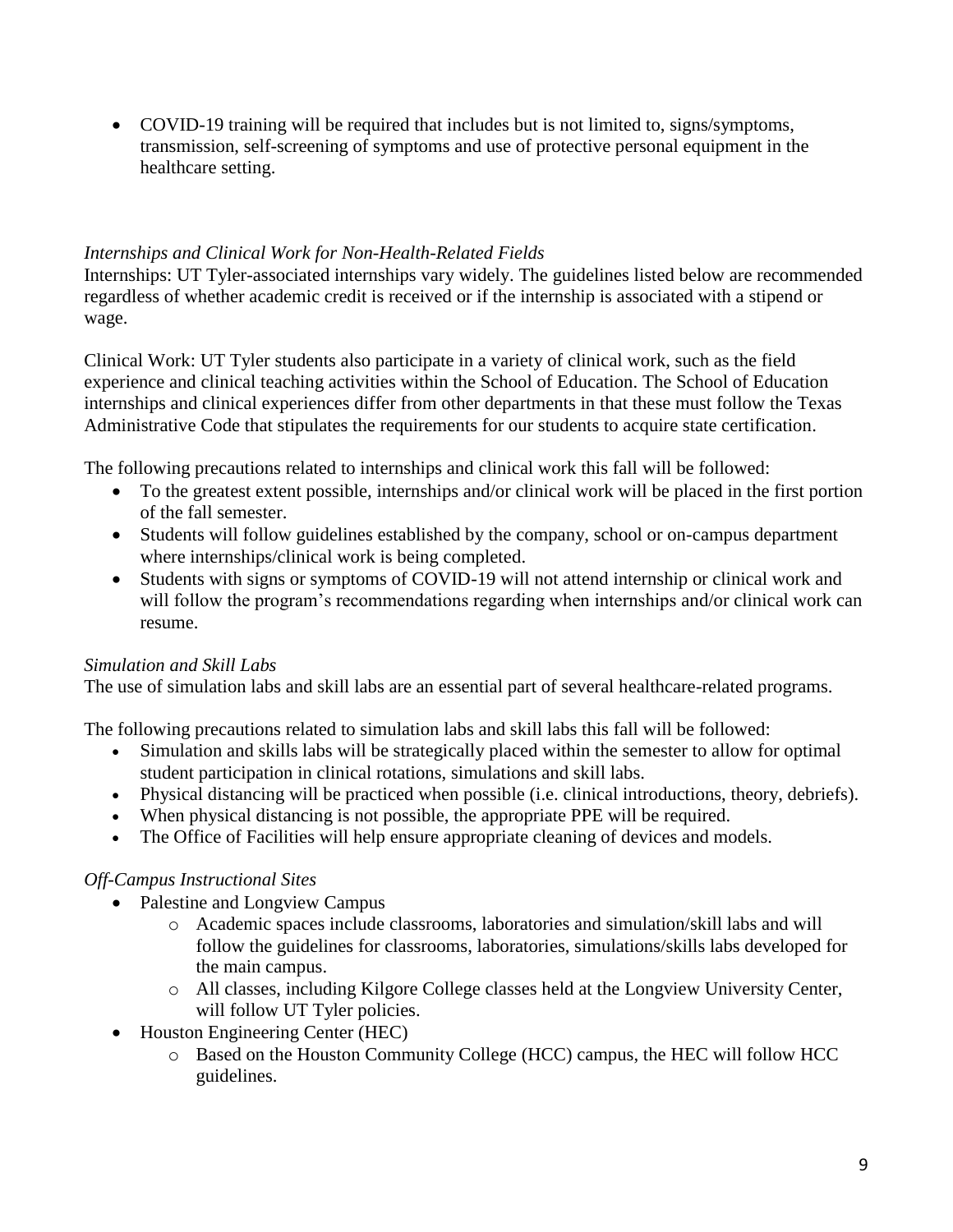- COVID-19 training will be required that includes but is not limited to, signs/symptoms, transmission, self-screening of symptoms and use of protective personal equipment in the healthcare setting.

*Internships and Clinical Work for Non-Health-Related Fields*

Internships: UT Tyler-associated internships vary widely. The guidelines listed below are recommended regardless of whether academic credit is received or if the internship is associated with a stipend or wage.

Clinical Work: UT Tyler students also participate in a variety of clinical work, such as the field experience and clinical teaching activities within the School of Education. The School of Education internships and clinical experiences differ from other departments in that these must follow the Texas Administrative Code that stipulates the requirements for our students to acquire state certification.

The following precautions related to internships and clinical work this fall will be followed:

- To the greatest extent possible, internships and/or clinical work will be placed in the first portion of the fall semester.
- Students will follow guidelines established by the company, school or on-campus department where internships/clinical work is being completed.
- Students with signs or symptoms of COVID-19 will not attend internship or clinical work and will follow the program's recommendations regarding when internships and/or clinical work can resume.

*Simulation and Skill Labs*

The use of simulation labs and skill labs are an essential part of several healthcare-related programs.

The following precautions related to simulation labs and skill labs this fall will be followed:

- Simulation and skills labs will be strategically placed within the semester to allow for optimal student participation in clinical rotations, simulations and skill labs.
- Physical distancing will be practiced when possible (i.e. clinical introductions, theory, debriefs).
- When physical distancing is not possible, the appropriate PPE will be required.
- The Office of Facilities will help ensure appropriate cleaning of devices and models.

*Off-Campus Instructional Sites*

- Palestine and Longview Campus
  - Academic spaces include classrooms, laboratories and simulation/skill labs and will follow the guidelines for classrooms, laboratories, simulations/skills labs developed for the main campus.
  - All classes, including Kilgore College classes held at the Longview University Center, will follow UT Tyler policies.
- Houston Engineering Center (HEC)
  - Based on the Houston Community College (HCC) campus, the HEC will follow HCC guidelines.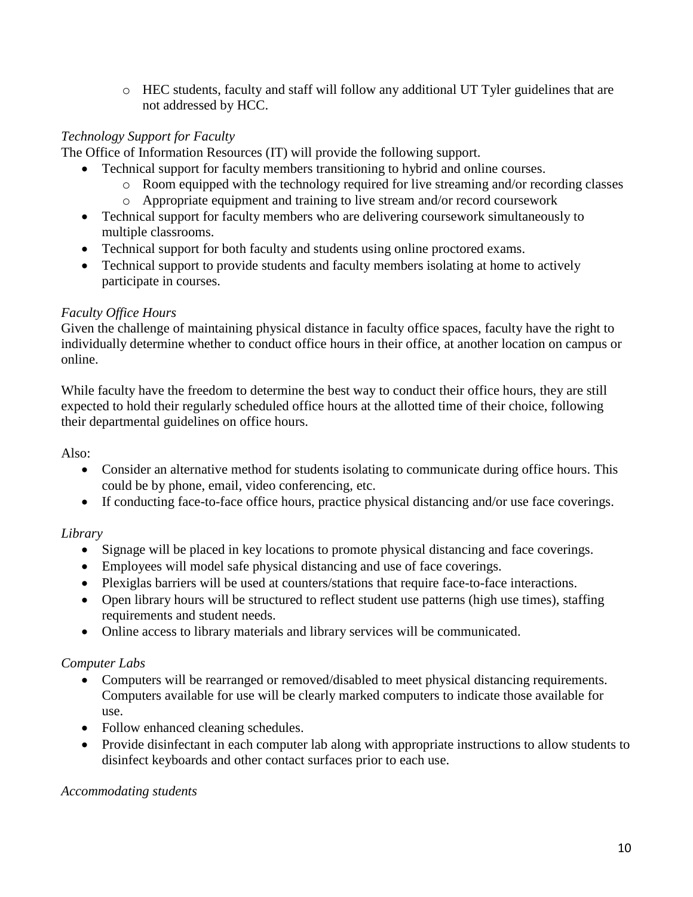- HEC students, faculty and staff will follow any additional UT Tyler guidelines that are not addressed by HCC.

*Technology Support for Faculty*

The Office of Information Resources (IT) will provide the following support.

- Technical support for faculty members transitioning to hybrid and online courses.
  - Room equipped with the technology required for live streaming and/or recording classes
  - Appropriate equipment and training to live stream and/or record coursework
- Technical support for faculty members who are delivering coursework simultaneously to multiple classrooms.
- Technical support for both faculty and students using online proctored exams.
- Technical support to provide students and faculty members isolating at home to actively participate in courses.

*Faculty Office Hours*

Given the challenge of maintaining physical distance in faculty office spaces, faculty have the right to individually determine whether to conduct office hours in their office, at another location on campus or online.

While faculty have the freedom to determine the best way to conduct their office hours, they are still expected to hold their regularly scheduled office hours at the allotted time of their choice, following their departmental guidelines on office hours.

Also:

- Consider an alternative method for students isolating to communicate during office hours. This could be by phone, email, video conferencing, etc.
- If conducting face-to-face office hours, practice physical distancing and/or use face coverings.

*Library*

- Signage will be placed in key locations to promote physical distancing and face coverings.
- Employees will model safe physical distancing and use of face coverings.
- Plexiglas barriers will be used at counters/stations that require face-to-face interactions.
- Open library hours will be structured to reflect student use patterns (high use times), staffing requirements and student needs.
- Online access to library materials and library services will be communicated.

*Computer Labs*

- Computers will be rearranged or removed/disabled to meet physical distancing requirements. Computers available for use will be clearly marked computers to indicate those available for use.
- Follow enhanced cleaning schedules.
- Provide disinfectant in each computer lab along with appropriate instructions to allow students to disinfect keyboards and other contact surfaces prior to each use.

*Accommodating students*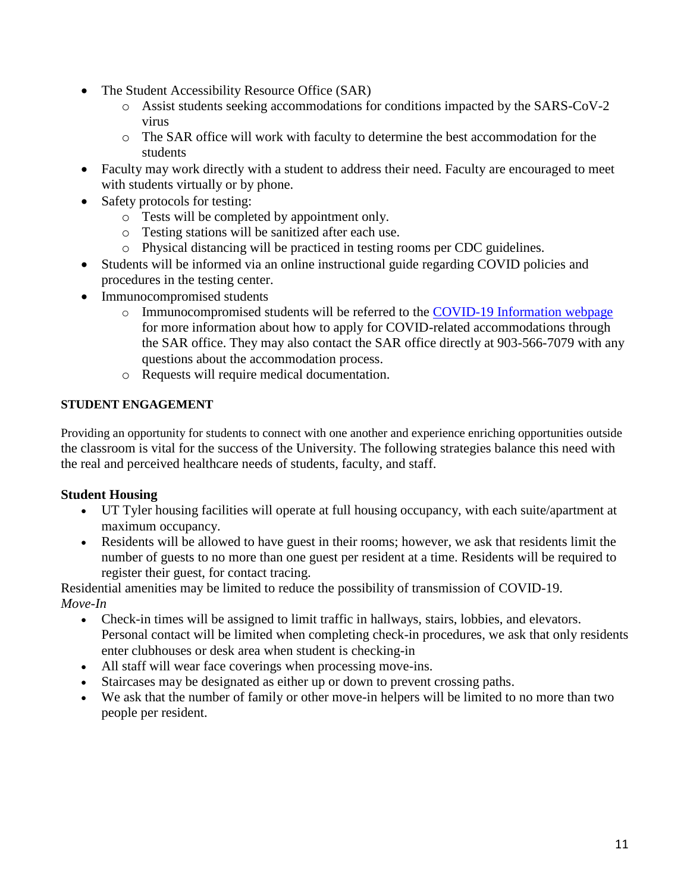- The Student Accessibility Resource Office (SAR)
    - Assist students seeking accommodations for conditions impacted by the SARS-CoV-2 virus
    - The SAR office will work with faculty to determine the best accommodation for the students
- Faculty may work directly with a student to address their need. Faculty are encouraged to meet with students virtually or by phone.
- Safety protocols for testing:
    - Tests will be completed by appointment only.
    - Testing stations will be sanitized after each use.
    - Physical distancing will be practiced in testing rooms per CDC guidelines.
- Students will be informed via an online instructional guide regarding COVID policies and procedures in the testing center.
- Immunocompromised students
    - Immunocompromised students will be referred to the [COVID-19 Information webpage] for more information about how to apply for COVID-related accommodations through the SAR office. They may also contact the SAR office directly at 903-566-7079 with any questions about the accommodation process.
    - Requests will require medical documentation.

## STUDENT ENGAGEMENT

Providing an opportunity for students to connect with one another and experience enriching opportunities outside the classroom is vital for the success of the University. The following strategies balance this need with the real and perceived healthcare needs of students, faculty, and staff.

### Student Housing

- UT Tyler housing facilities will operate at full housing occupancy, with each suite/apartment at maximum occupancy.
- Residents will be allowed to have guest in their rooms; however, we ask that residents limit the number of guests to no more than one guest per resident at a time. Residents will be required to register their guest, for contact tracing.

Residential amenities may be limited to reduce the possibility of transmission of COVID-19.

*Move-In*

- Check-in times will be assigned to limit traffic in hallways, stairs, lobbies, and elevators. Personal contact will be limited when completing check-in procedures, we ask that only residents enter clubhouses or desk area when student is checking-in
- All staff will wear face coverings when processing move-ins.
- Staircases may be designated as either up or down to prevent crossing paths.
- We ask that the number of family or other move-in helpers will be limited to no more than two people per resident.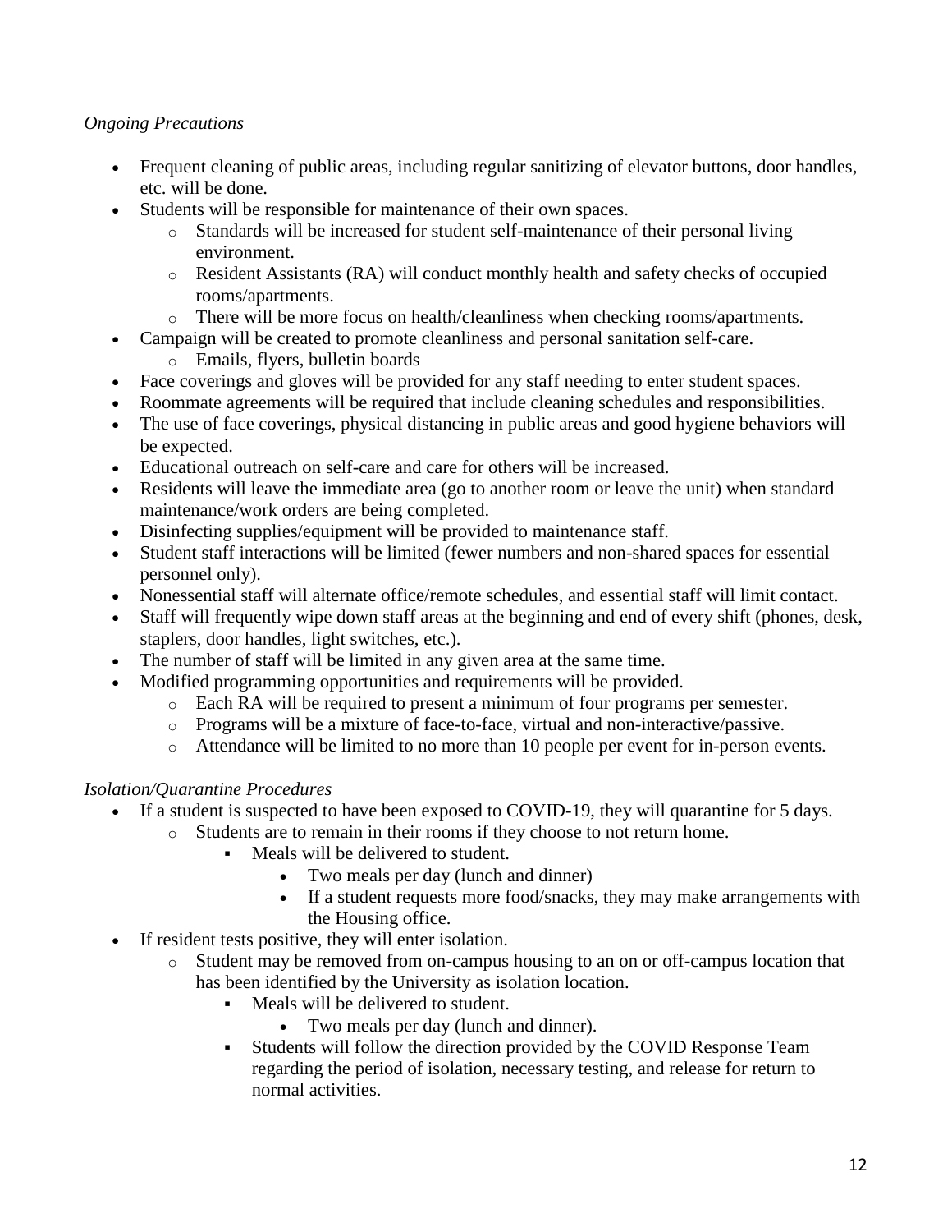*Ongoing Precautions*

- Frequent cleaning of public areas, including regular sanitizing of elevator buttons, door handles, etc. will be done.
- Students will be responsible for maintenance of their own spaces.
  - Standards will be increased for student self-maintenance of their personal living environment.
  - Resident Assistants (RA) will conduct monthly health and safety checks of occupied rooms/apartments.
  - There will be more focus on health/cleanliness when checking rooms/apartments.
- Campaign will be created to promote cleanliness and personal sanitation self-care.
  - Emails, flyers, bulletin boards
- Face coverings and gloves will be provided for any staff needing to enter student spaces.
- Roommate agreements will be required that include cleaning schedules and responsibilities.
- The use of face coverings, physical distancing in public areas and good hygiene behaviors will be expected.
- Educational outreach on self-care and care for others will be increased.
- Residents will leave the immediate area (go to another room or leave the unit) when standard maintenance/work orders are being completed.
- Disinfecting supplies/equipment will be provided to maintenance staff.
- Student staff interactions will be limited (fewer numbers and non-shared spaces for essential personnel only).
- Nonessential staff will alternate office/remote schedules, and essential staff will limit contact.
- Staff will frequently wipe down staff areas at the beginning and end of every shift (phones, desk, staplers, door handles, light switches, etc.).
- The number of staff will be limited in any given area at the same time.
- Modified programming opportunities and requirements will be provided.
  - Each RA will be required to present a minimum of four programs per semester.
  - Programs will be a mixture of face-to-face, virtual and non-interactive/passive.
  - Attendance will be limited to no more than 10 people per event for in-person events.

*Isolation/Quarantine Procedures*

- If a student is suspected to have been exposed to COVID-19, they will quarantine for 5 days.
  - Students are to remain in their rooms if they choose to not return home.
    - Meals will be delivered to student.
      - Two meals per day (lunch and dinner)
      - If a student requests more food/snacks, they may make arrangements with the Housing office.
- If resident tests positive, they will enter isolation.
  - Student may be removed from on-campus housing to an on or off-campus location that has been identified by the University as isolation location.
    - Meals will be delivered to student.
      - Two meals per day (lunch and dinner).
    - Students will follow the direction provided by the COVID Response Team regarding the period of isolation, necessary testing, and release for return to normal activities.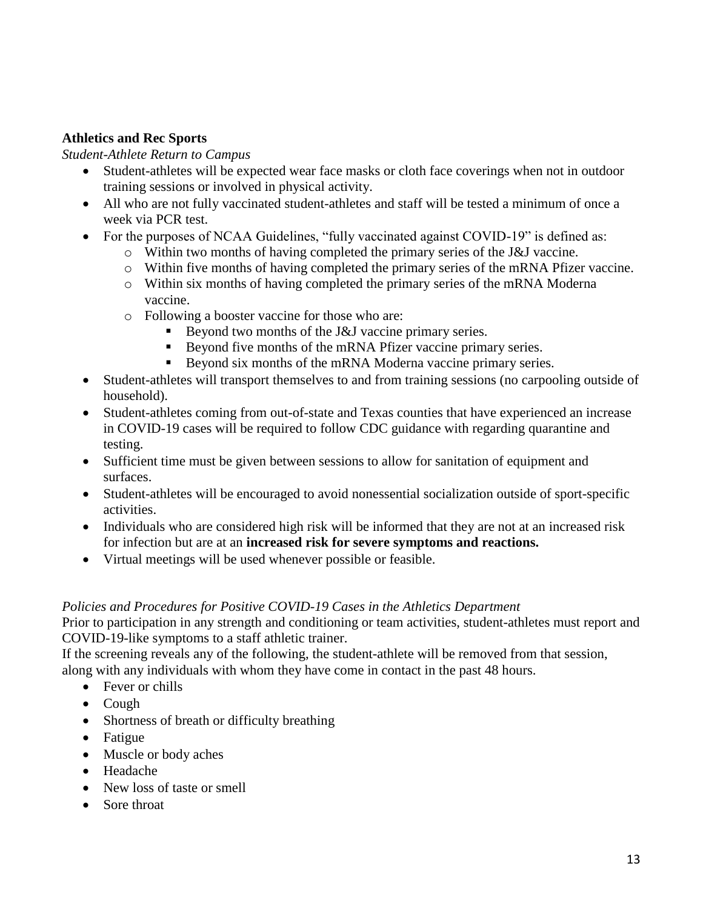**Athletics and Rec Sports**

*Student-Athlete Return to Campus*

- Student-athletes will be expected wear face masks or cloth face coverings when not in outdoor training sessions or involved in physical activity.
- All who are not fully vaccinated student-athletes and staff will be tested a minimum of once a week via PCR test.
- For the purposes of NCAA Guidelines, "fully vaccinated against COVID-19" is defined as:
  - Within two months of having completed the primary series of the J&J vaccine.
  - Within five months of having completed the primary series of the mRNA Pfizer vaccine.
  - Within six months of having completed the primary series of the mRNA Moderna vaccine.
  - Following a booster vaccine for those who are:
    - Beyond two months of the J&J vaccine primary series.
    - Beyond five months of the mRNA Pfizer vaccine primary series.
    - Beyond six months of the mRNA Moderna vaccine primary series.
- Student-athletes will transport themselves to and from training sessions (no carpooling outside of household).
- Student-athletes coming from out-of-state and Texas counties that have experienced an increase in COVID-19 cases will be required to follow CDC guidance with regarding quarantine and testing.
- Sufficient time must be given between sessions to allow for sanitation of equipment and surfaces.
- Student-athletes will be encouraged to avoid nonessential socialization outside of sport-specific activities.
- Individuals who are considered high risk will be informed that they are not at an increased risk for infection but are at an **increased risk for severe symptoms and reactions.**
- Virtual meetings will be used whenever possible or feasible.

*Policies and Procedures for Positive COVID-19 Cases in the Athletics Department*

Prior to participation in any strength and conditioning or team activities, student-athletes must report and COVID-19-like symptoms to a staff athletic trainer.

If the screening reveals any of the following, the student-athlete will be removed from that session, along with any individuals with whom they have come in contact in the past 48 hours.

- Fever or chills
- Cough
- Shortness of breath or difficulty breathing
- Fatigue
- Muscle or body aches
- Headache
- New loss of taste or smell
- Sore throat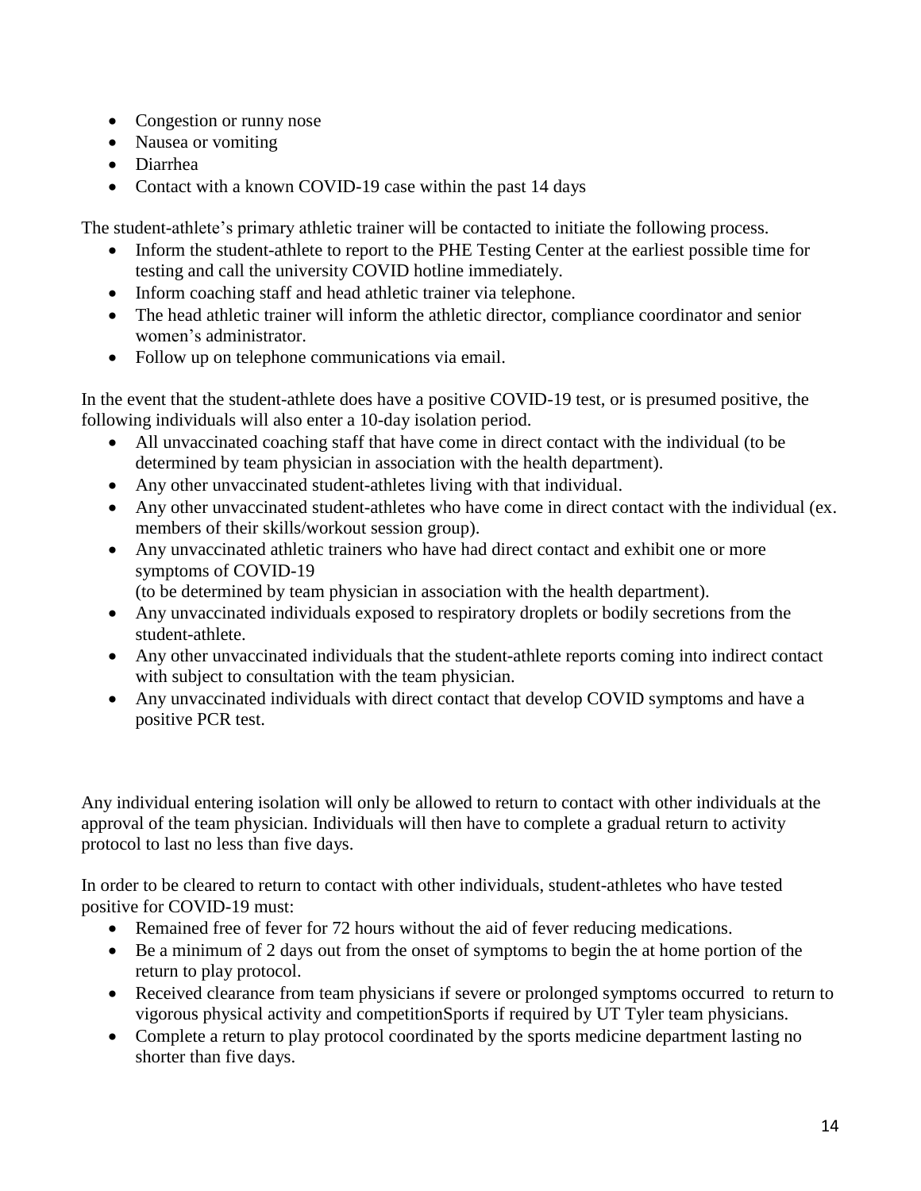- Congestion or runny nose
- Nausea or vomiting
- Diarrhea
- Contact with a known COVID-19 case within the past 14 days

The student-athlete's primary athletic trainer will be contacted to initiate the following process.

- Inform the student-athlete to report to the PHE Testing Center at the earliest possible time for testing and call the university COVID hotline immediately.
- Inform coaching staff and head athletic trainer via telephone.
- The head athletic trainer will inform the athletic director, compliance coordinator and senior women's administrator.
- Follow up on telephone communications via email.

In the event that the student-athlete does have a positive COVID-19 test, or is presumed positive, the following individuals will also enter a 10-day isolation period.

- All unvaccinated coaching staff that have come in direct contact with the individual (to be determined by team physician in association with the health department).
- Any other unvaccinated student-athletes living with that individual.
- Any other unvaccinated student-athletes who have come in direct contact with the individual (ex. members of their skills/workout session group).
- Any unvaccinated athletic trainers who have had direct contact and exhibit one or more symptoms of COVID-19
  (to be determined by team physician in association with the health department).
- Any unvaccinated individuals exposed to respiratory droplets or bodily secretions from the student-athlete.
- Any other unvaccinated individuals that the student-athlete reports coming into indirect contact with subject to consultation with the team physician.
- Any unvaccinated individuals with direct contact that develop COVID symptoms and have a positive PCR test.

Any individual entering isolation will only be allowed to return to contact with other individuals at the approval of the team physician. Individuals will then have to complete a gradual return to activity protocol to last no less than five days.

In order to be cleared to return to contact with other individuals, student-athletes who have tested positive for COVID-19 must:

- Remained free of fever for 72 hours without the aid of fever reducing medications.
- Be a minimum of 2 days out from the onset of symptoms to begin the at home portion of the return to play protocol.
- Received clearance from team physicians if severe or prolonged symptoms occurred to return to vigorous physical activity and competitionSports if required by UT Tyler team physicians.
- Complete a return to play protocol coordinated by the sports medicine department lasting no shorter than five days.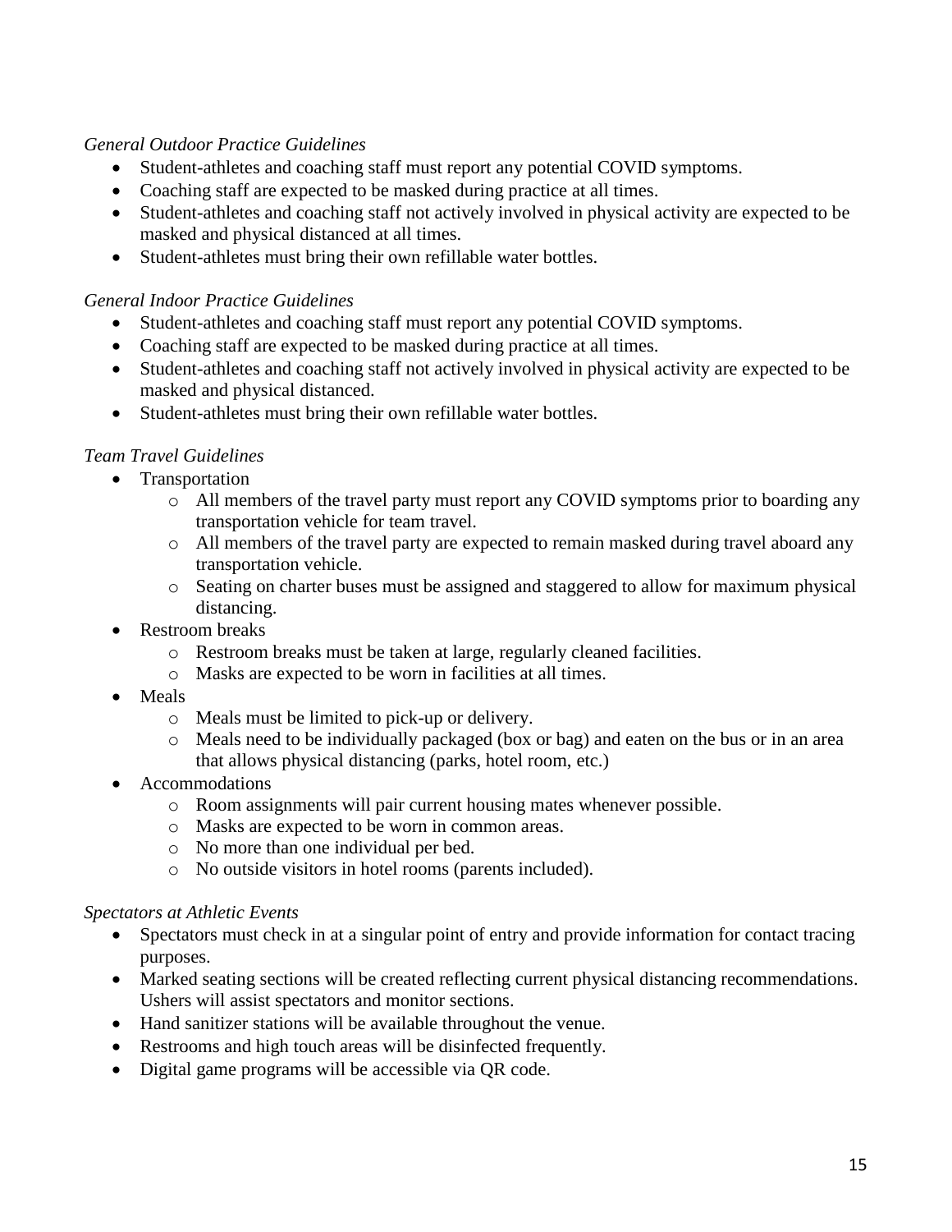*General Outdoor Practice Guidelines*

- Student-athletes and coaching staff must report any potential COVID symptoms.
- Coaching staff are expected to be masked during practice at all times.
- Student-athletes and coaching staff not actively involved in physical activity are expected to be masked and physical distanced at all times.
- Student-athletes must bring their own refillable water bottles.

*General Indoor Practice Guidelines*

- Student-athletes and coaching staff must report any potential COVID symptoms.
- Coaching staff are expected to be masked during practice at all times.
- Student-athletes and coaching staff not actively involved in physical activity are expected to be masked and physical distanced.
- Student-athletes must bring their own refillable water bottles.

*Team Travel Guidelines*

- Transportation
  - All members of the travel party must report any COVID symptoms prior to boarding any transportation vehicle for team travel.
  - All members of the travel party are expected to remain masked during travel aboard any transportation vehicle.
  - Seating on charter buses must be assigned and staggered to allow for maximum physical distancing.
- Restroom breaks
  - Restroom breaks must be taken at large, regularly cleaned facilities.
  - Masks are expected to be worn in facilities at all times.
- Meals
  - Meals must be limited to pick-up or delivery.
  - Meals need to be individually packaged (box or bag) and eaten on the bus or in an area that allows physical distancing (parks, hotel room, etc.)
- Accommodations
  - Room assignments will pair current housing mates whenever possible.
  - Masks are expected to be worn in common areas.
  - No more than one individual per bed.
  - No outside visitors in hotel rooms (parents included).

*Spectators at Athletic Events*

- Spectators must check in at a singular point of entry and provide information for contact tracing purposes.
- Marked seating sections will be created reflecting current physical distancing recommendations. Ushers will assist spectators and monitor sections.
- Hand sanitizer stations will be available throughout the venue.
- Restrooms and high touch areas will be disinfected frequently.
- Digital game programs will be accessible via QR code.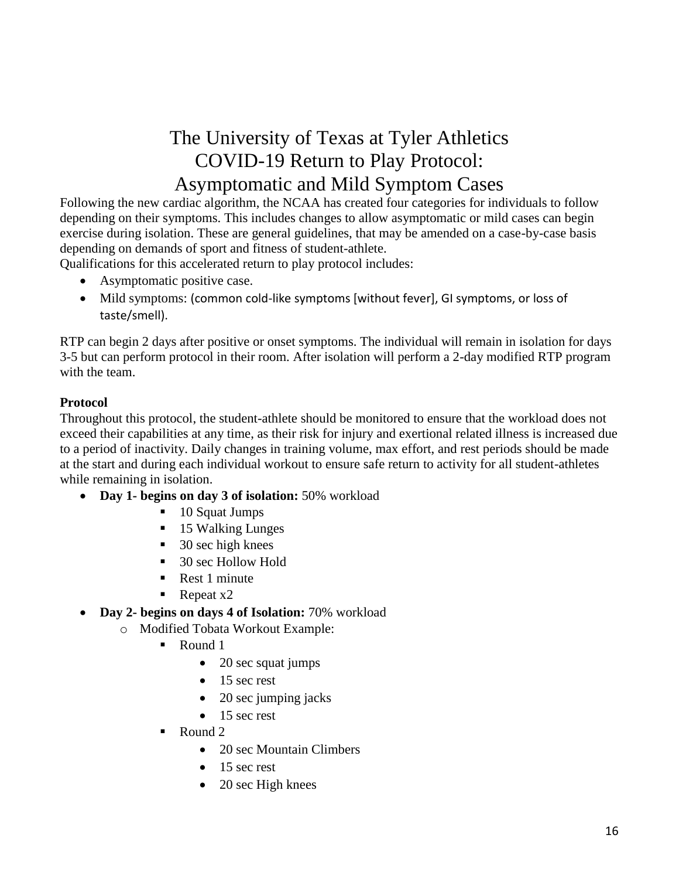# The University of Texas at Tyler Athletics
# COVID-19 Return to Play Protocol:
# Asymptomatic and Mild Symptom Cases

Following the new cardiac algorithm, the NCAA has created four categories for individuals to follow depending on their symptoms. This includes changes to allow asymptomatic or mild cases can begin exercise during isolation. These are general guidelines, that may be amended on a case-by-case basis depending on demands of sport and fitness of student-athlete.

Qualifications for this accelerated return to play protocol includes:

- Asymptomatic positive case.
- Mild symptoms: (common cold-like symptoms [without fever], GI symptoms, or loss of taste/smell).

RTP can begin 2 days after positive or onset symptoms. The individual will remain in isolation for days 3-5 but can perform protocol in their room. After isolation will perform a 2-day modified RTP program with the team.

**Protocol**

Throughout this protocol, the student-athlete should be monitored to ensure that the workload does not exceed their capabilities at any time, as their risk for injury and exertional related illness is increased due to a period of inactivity. Daily changes in training volume, max effort, and rest periods should be made at the start and during each individual workout to ensure safe return to activity for all student-athletes while remaining in isolation.

- **Day 1- begins on day 3 of isolation:** 50% workload
    - 10 Squat Jumps
    - 15 Walking Lunges
    - 30 sec high knees
    - 30 sec Hollow Hold
    - Rest 1 minute
    - Repeat x2
- **Day 2- begins on days 4 of Isolation:** 70% workload
    - Modified Tobata Workout Example:
        - Round 1
            - 20 sec squat jumps
            - 15 sec rest
            - 20 sec jumping jacks
            - 15 sec rest
        - Round 2
            - 20 sec Mountain Climbers
            - 15 sec rest
            - 20 sec High knees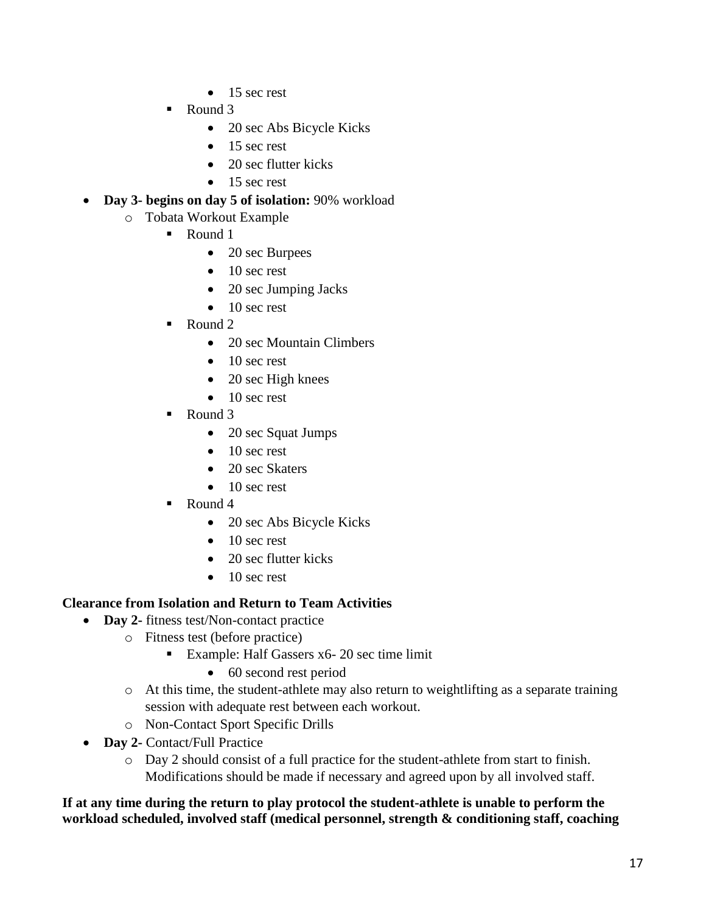- 15 sec rest
    - Round 3
        - 20 sec Abs Bicycle Kicks
        - 15 sec rest
        - 20 sec flutter kicks
        - 15 sec rest
- **Day 3- begins on day 5 of isolation:** 90% workload
    - Tobata Workout Example
        - Round 1
            - 20 sec Burpees
            - 10 sec rest
            - 20 sec Jumping Jacks
            - 10 sec rest
        - Round 2
            - 20 sec Mountain Climbers
            - 10 sec rest
            - 20 sec High knees
            - 10 sec rest
        - Round 3
            - 20 sec Squat Jumps
            - 10 sec rest
            - 20 sec Skaters
            - 10 sec rest
        - Round 4
            - 20 sec Abs Bicycle Kicks
            - 10 sec rest
            - 20 sec flutter kicks
            - 10 sec rest

**Clearance from Isolation and Return to Team Activities**

- **Day 2-** fitness test/Non-contact practice
    - Fitness test (before practice)
        - Example: Half Gassers x6- 20 sec time limit
            - 60 second rest period
    - At this time, the student-athlete may also return to weightlifting as a separate training session with adequate rest between each workout.
    - Non-Contact Sport Specific Drills
- **Day 2-** Contact/Full Practice
    - Day 2 should consist of a full practice for the student-athlete from start to finish. Modifications should be made if necessary and agreed upon by all involved staff.

**If at any time during the return to play protocol the student-athlete is unable to perform the workload scheduled, involved staff (medical personnel, strength & conditioning staff, coaching**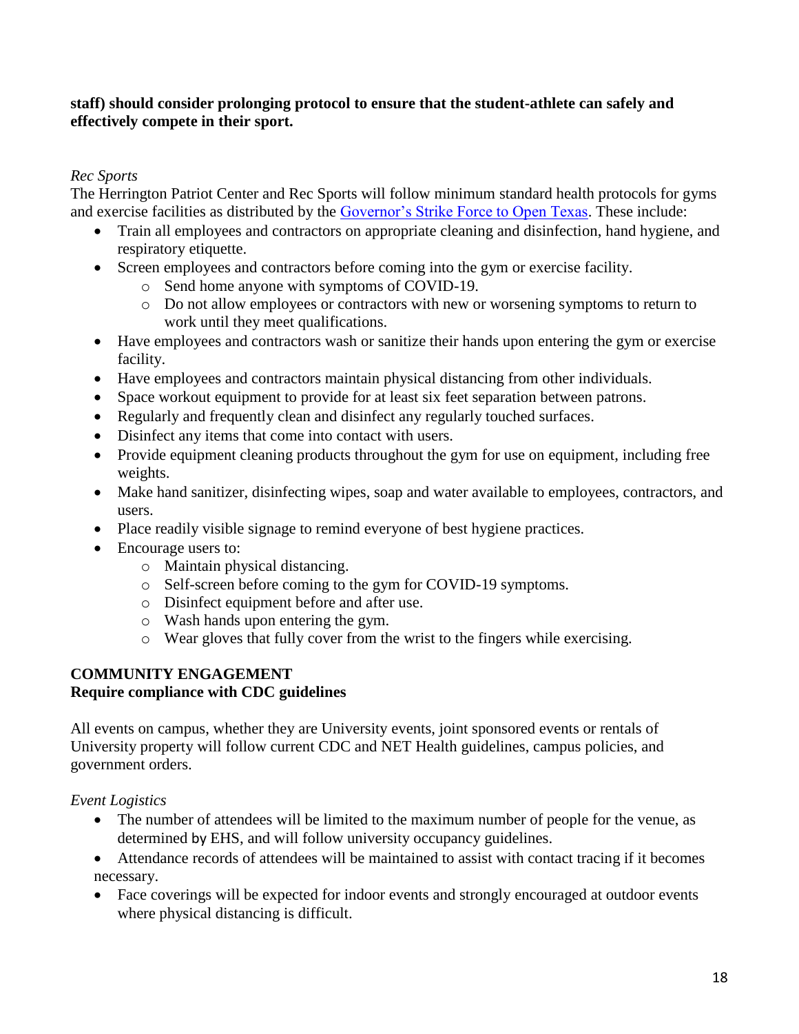**staff) should consider prolonging protocol to ensure that the student-athlete can safely and effectively compete in their sport.**

*Rec Sports*

The Herrington Patriot Center and Rec Sports will follow minimum standard health protocols for gyms and exercise facilities as distributed by the [Governor's Strike Force to Open Texas](). These include:

- Train all employees and contractors on appropriate cleaning and disinfection, hand hygiene, and respiratory etiquette.
- Screen employees and contractors before coming into the gym or exercise facility.
  - Send home anyone with symptoms of COVID-19.
  - Do not allow employees or contractors with new or worsening symptoms to return to work until they meet qualifications.
- Have employees and contractors wash or sanitize their hands upon entering the gym or exercise facility.
- Have employees and contractors maintain physical distancing from other individuals.
- Space workout equipment to provide for at least six feet separation between patrons.
- Regularly and frequently clean and disinfect any regularly touched surfaces.
- Disinfect any items that come into contact with users.
- Provide equipment cleaning products throughout the gym for use on equipment, including free weights.
- Make hand sanitizer, disinfecting wipes, soap and water available to employees, contractors, and users.
- Place readily visible signage to remind everyone of best hygiene practices.
- Encourage users to:
  - Maintain physical distancing.
  - Self-screen before coming to the gym for COVID-19 symptoms.
  - Disinfect equipment before and after use.
  - Wash hands upon entering the gym.
  - Wear gloves that fully cover from the wrist to the fingers while exercising.

## COMMUNITY ENGAGEMENT

### Require compliance with CDC guidelines

All events on campus, whether they are University events, joint sponsored events or rentals of University property will follow current CDC and NET Health guidelines, campus policies, and government orders.

*Event Logistics*

- The number of attendees will be limited to the maximum number of people for the venue, as determined by EHS, and will follow university occupancy guidelines.
- Attendance records of attendees will be maintained to assist with contact tracing if it becomes necessary.
- Face coverings will be expected for indoor events and strongly encouraged at outdoor events where physical distancing is difficult.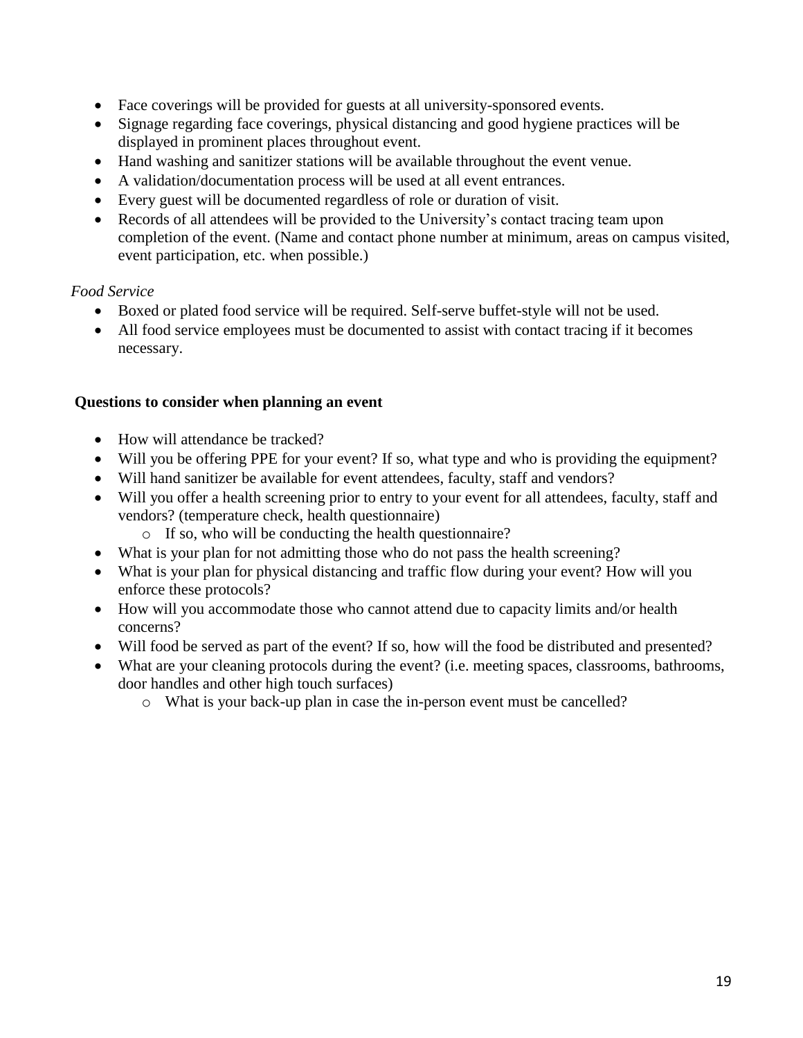- Face coverings will be provided for guests at all university-sponsored events.
- Signage regarding face coverings, physical distancing and good hygiene practices will be displayed in prominent places throughout event.
- Hand washing and sanitizer stations will be available throughout the event venue.
- A validation/documentation process will be used at all event entrances.
- Every guest will be documented regardless of role or duration of visit.
- Records of all attendees will be provided to the University's contact tracing team upon completion of the event. (Name and contact phone number at minimum, areas on campus visited, event participation, etc. when possible.)

*Food Service*

- Boxed or plated food service will be required. Self-serve buffet-style will not be used.
- All food service employees must be documented to assist with contact tracing if it becomes necessary.

**Questions to consider when planning an event**

- How will attendance be tracked?
- Will you be offering PPE for your event? If so, what type and who is providing the equipment?
- Will hand sanitizer be available for event attendees, faculty, staff and vendors?
- Will you offer a health screening prior to entry to your event for all attendees, faculty, staff and vendors? (temperature check, health questionnaire)
    - If so, who will be conducting the health questionnaire?
- What is your plan for not admitting those who do not pass the health screening?
- What is your plan for physical distancing and traffic flow during your event? How will you enforce these protocols?
- How will you accommodate those who cannot attend due to capacity limits and/or health concerns?
- Will food be served as part of the event? If so, how will the food be distributed and presented?
- What are your cleaning protocols during the event? (i.e. meeting spaces, classrooms, bathrooms, door handles and other high touch surfaces)
    - What is your back-up plan in case the in-person event must be cancelled?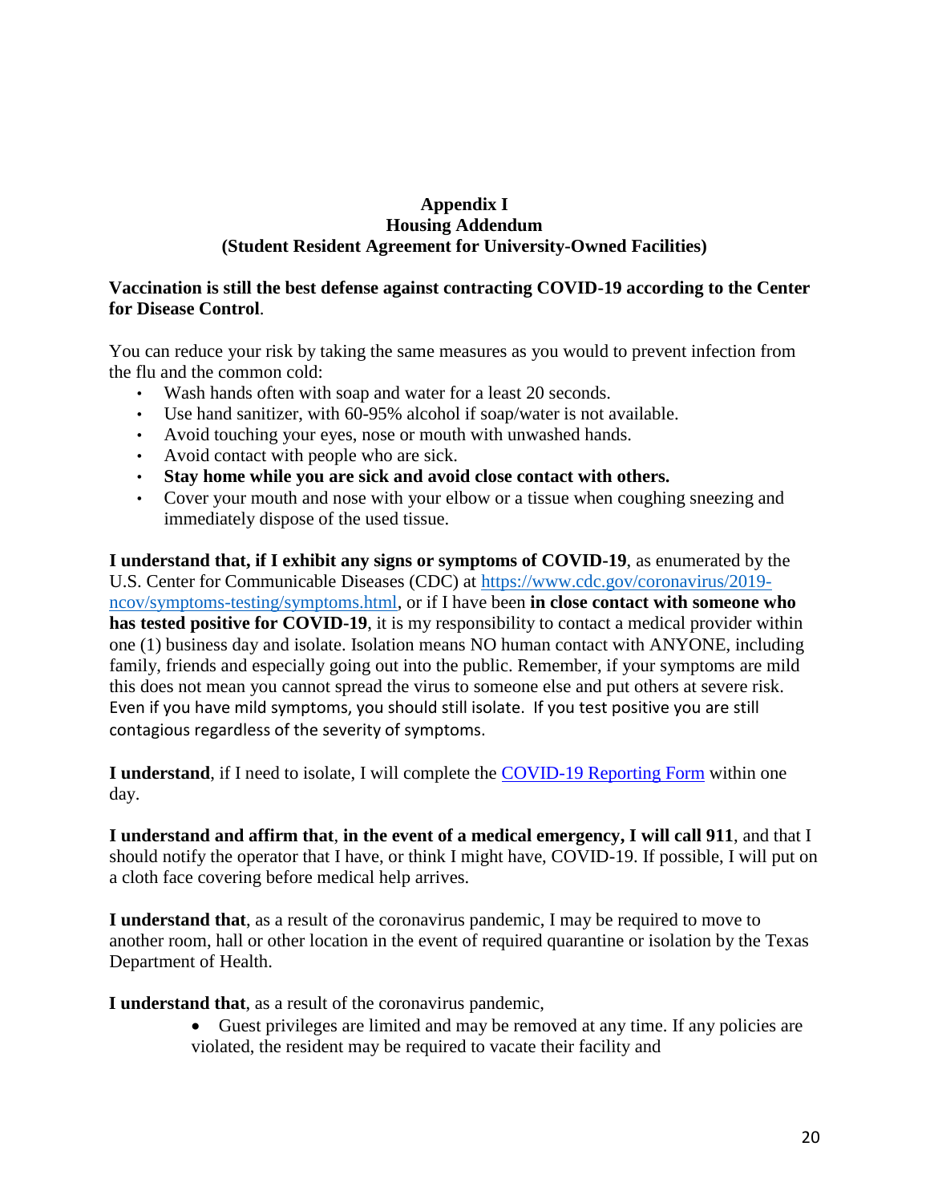**Appendix I**
**Housing Addendum**
**(Student Resident Agreement for University-Owned Facilities)**

**Vaccination is still the best defense against contracting COVID-19 according to the Center for Disease Control**.

You can reduce your risk by taking the same measures as you would to prevent infection from the flu and the common cold:

- Wash hands often with soap and water for a least 20 seconds.
- Use hand sanitizer, with 60-95% alcohol if soap/water is not available.
- Avoid touching your eyes, nose or mouth with unwashed hands.
- Avoid contact with people who are sick.
- **Stay home while you are sick and avoid close contact with others.**
- Cover your mouth and nose with your elbow or a tissue when coughing sneezing and immediately dispose of the used tissue.

**I understand that, if I exhibit any signs or symptoms of COVID-19**, as enumerated by the U.S. Center for Communicable Diseases (CDC) at [https://www.cdc.gov/coronavirus/2019-ncov/symptoms-testing/symptoms.html](https://www.cdc.gov/coronavirus/2019-ncov/symptoms-testing/symptoms.html), or if I have been **in close contact with someone who has tested positive for COVID-19**, it is my responsibility to contact a medical provider within one (1) business day and isolate. Isolation means NO human contact with ANYONE, including family, friends and especially going out into the public. Remember, if your symptoms are mild this does not mean you cannot spread the virus to someone else and put others at severe risk. Even if you have mild symptoms, you should still isolate. If you test positive you are still contagious regardless of the severity of symptoms.

**I understand**, if I need to isolate, I will complete the COVID-19 Reporting Form within one day.

**I understand and affirm that**, **in the event of a medical emergency, I will call 911**, and that I should notify the operator that I have, or think I might have, COVID-19. If possible, I will put on a cloth face covering before medical help arrives.

**I understand that**, as a result of the coronavirus pandemic, I may be required to move to another room, hall or other location in the event of required quarantine or isolation by the Texas Department of Health.

**I understand that**, as a result of the coronavirus pandemic,

- Guest privileges are limited and may be removed at any time. If any policies are violated, the resident may be required to vacate their facility and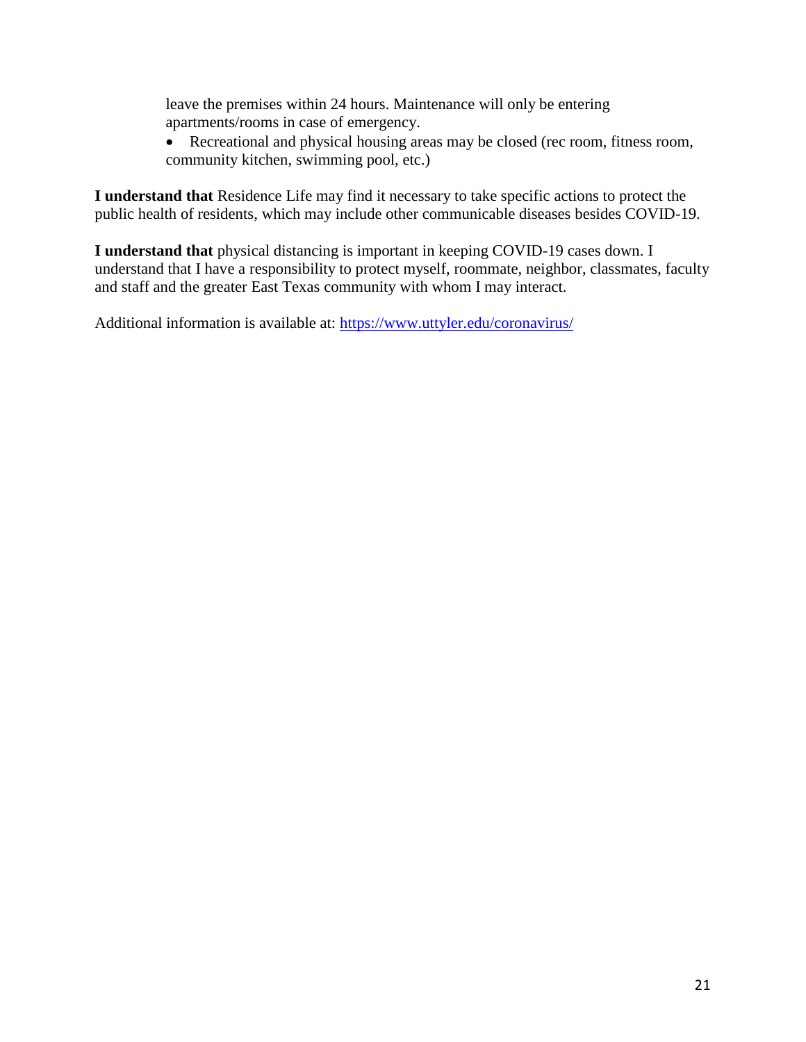leave the premises within 24 hours. Maintenance will only be entering apartments/rooms in case of emergency.

- Recreational and physical housing areas may be closed (rec room, fitness room, community kitchen, swimming pool, etc.)

**I understand that** Residence Life may find it necessary to take specific actions to protect the public health of residents, which may include other communicable diseases besides COVID-19.

**I understand that** physical distancing is important in keeping COVID-19 cases down. I understand that I have a responsibility to protect myself, roommate, neighbor, classmates, faculty and staff and the greater East Texas community with whom I may interact.

Additional information is available at: https://www.uttyler.edu/coronavirus/